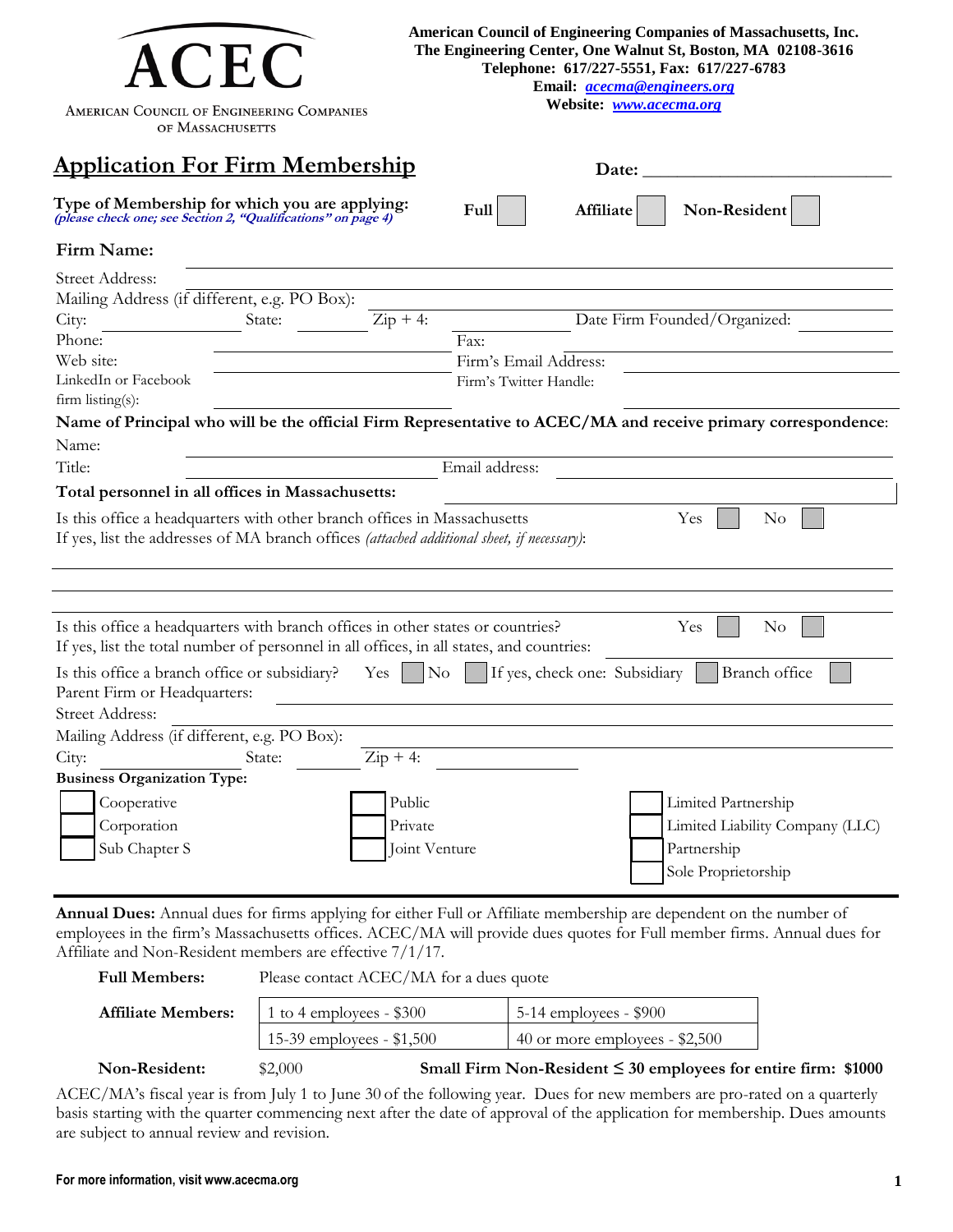**ACEC**

AMERICAN COUNCIL OF ENGINEERING COMPANIES OF MASSACHUSETTS

**American Council of Engineering Companies of Massachusetts, Inc.**
**The Engineering Center, One Walnut St, Boston, MA 02108-3616**
**Telephone: 617/227-5551, Fax: 617/227-6783**
**Email: acecma@engineers.org**
**Website: www.acecma.org**

# Application For Firm Membership

**Date:** ______________________________

**Type of Membership for which you are applying:**
*(please check one; see Section 2, "Qualifications" on page 4)*

**Full** ☐ **Affiliate** ☐ **Non-Resident** ☐

**Firm Name:** ______________________________

Street Address: ______________________________

Mailing Address (if different, e.g. PO Box): ______________________________

City: __________ State: __________ Zip + 4: __________ Date Firm Founded/Organized: __________

Phone: __________ Fax: __________

Web site: __________ Firm's Email Address: __________

LinkedIn or Facebook firm listing(s): __________ Firm's Twitter Handle: __________

**Name of Principal who will be the official Firm Representative to ACEC/MA and receive primary correspondence:**

Name: ______________________________

Title: __________ Email address: __________

**Total personnel in all offices in Massachusetts:** __________

Is this office a headquarters with other branch offices in Massachusetts Yes ☐ No ☐
If yes, list the addresses of MA branch offices *(attached additional sheet, if necessary)*:

______________________________

______________________________

______________________________

Is this office a headquarters with branch offices in other states or countries? Yes ☐ No ☐
If yes, list the total number of personnel in all offices, in all states, and countries: __________

Is this office a branch office or subsidiary? Yes ☐ No ☐ If yes, check one: Subsidiary ☐ Branch office ☐

Parent Firm or Headquarters: ______________________________

Street Address: ______________________________

Mailing Address (if different, e.g. PO Box): ______________________________

City: __________ State: __________ Zip + 4: __________

**Business Organization Type:**

- ☐ Cooperative
- ☐ Corporation
- ☐ Sub Chapter S
- ☐ Public
- ☐ Private
- ☐ Joint Venture
- ☐ Limited Partnership
- ☐ Limited Liability Company (LLC)
- ☐ Partnership
- ☐ Sole Proprietorship

---

**Annual Dues:** Annual dues for firms applying for either Full or Affiliate membership are dependent on the number of employees in the firm's Massachusetts offices. ACEC/MA will provide dues quotes for Full member firms. Annual dues for Affiliate and Non-Resident members are effective 7/1/17.

**Full Members:** Please contact ACEC/MA for a dues quote

| **Affiliate Members:** | 1 to 4 employees - $300 | 5-14 employees - $900 |
|---|---|---|
| | 15-39 employees - $1,500 | 40 or more employees - $2,500 |

**Non-Resident:** $2,000 **Small Firm Non-Resident ≤ 30 employees for entire firm: $1000**

ACEC/MA's fiscal year is from July 1 to June 30 of the following year. Dues for new members are pro-rated on a quarterly basis starting with the quarter commencing next after the date of approval of the application for membership. Dues amounts are subject to annual review and revision.

**For more information, visit www.acecma.org**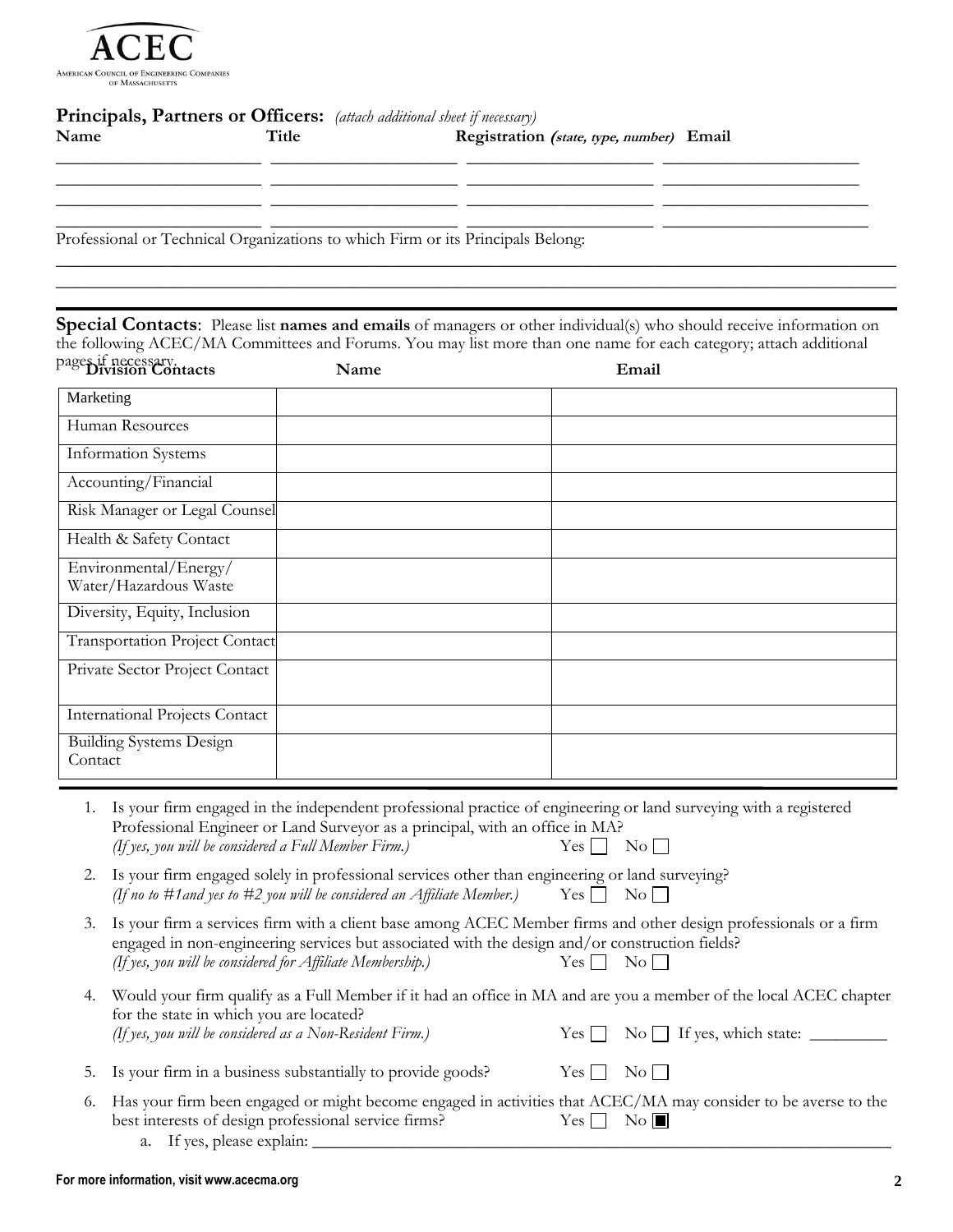**Principals, Partners or Officers:** *(attach additional sheet if necessary)*

| Name | Title | Registration *(state, type, number)* | Email |
|---|---|---|---|
| | | | |
| | | | |
| | | | |
| | | | |

Professional or Technical Organizations to which Firm or its Principals Belong:

\_\_\_\_\_\_\_\_\_\_\_\_\_\_\_\_\_\_\_\_\_\_\_\_\_\_\_\_\_\_\_\_\_\_\_\_\_\_\_\_\_\_\_\_\_\_\_\_\_\_\_\_\_\_\_\_\_\_\_\_\_\_\_\_\_\_\_\_\_\_\_\_

\_\_\_\_\_\_\_\_\_\_\_\_\_\_\_\_\_\_\_\_\_\_\_\_\_\_\_\_\_\_\_\_\_\_\_\_\_\_\_\_\_\_\_\_\_\_\_\_\_\_\_\_\_\_\_\_\_\_\_\_\_\_\_\_\_\_\_\_\_\_\_\_

**Special Contacts**: Please list **names and emails** of managers or other individual(s) who should receive information on the following ACEC/MA Committees and Forums. You may list more than one name for each category; attach additional pages if necessary.

| Division Contacts | Name | Email |
|---|---|---|
| Marketing | | |
| Human Resources | | |
| Information Systems | | |
| Accounting/Financial | | |
| Risk Manager or Legal Counsel | | |
| Health & Safety Contact | | |
| Environmental/Energy/ Water/Hazardous Waste | | |
| Diversity, Equity, Inclusion | | |
| Transportation Project Contact | | |
| Private Sector Project Contact | | |
| International Projects Contact | | |
| Building Systems Design Contact | | |

1. Is your firm engaged in the independent professional practice of engineering or land surveying with a registered Professional Engineer or Land Surveyor as a principal, with an office in MA?
   *(If yes, you will be considered a Full Member Firm.)* Yes ☐ No ☐
2. Is your firm engaged solely in professional services other than engineering or land surveying?
   *(If no to #1and yes to #2 you will be considered an Affiliate Member.)* Yes ☐ No ☐
3. Is your firm a services firm with a client base among ACEC Member firms and other design professionals or a firm engaged in non-engineering services but associated with the design and/or construction fields?
   *(If yes, you will be considered for Affiliate Membership.)* Yes ☐ No ☐
4. Would your firm qualify as a Full Member if it had an office in MA and are you a member of the local ACEC chapter for the state in which you are located?
   *(If yes, you will be considered as a Non-Resident Firm.)* Yes ☐ No ☐ If yes, which state: \_\_\_\_\_\_\_\_\_
5. Is your firm in a business substantially to provide goods? Yes ☐ No ☐
6. Has your firm been engaged or might become engaged in activities that ACEC/MA may consider to be averse to the best interests of design professional service firms? Yes ☐ No ■
   a. If yes, please explain: \_\_\_\_\_\_\_\_\_\_\_\_\_\_\_\_\_\_\_\_\_\_\_\_\_\_\_\_\_\_\_\_\_\_\_\_\_\_\_\_\_\_\_\_\_\_\_\_\_\_\_\_\_\_

For more information, visit www.acecma.org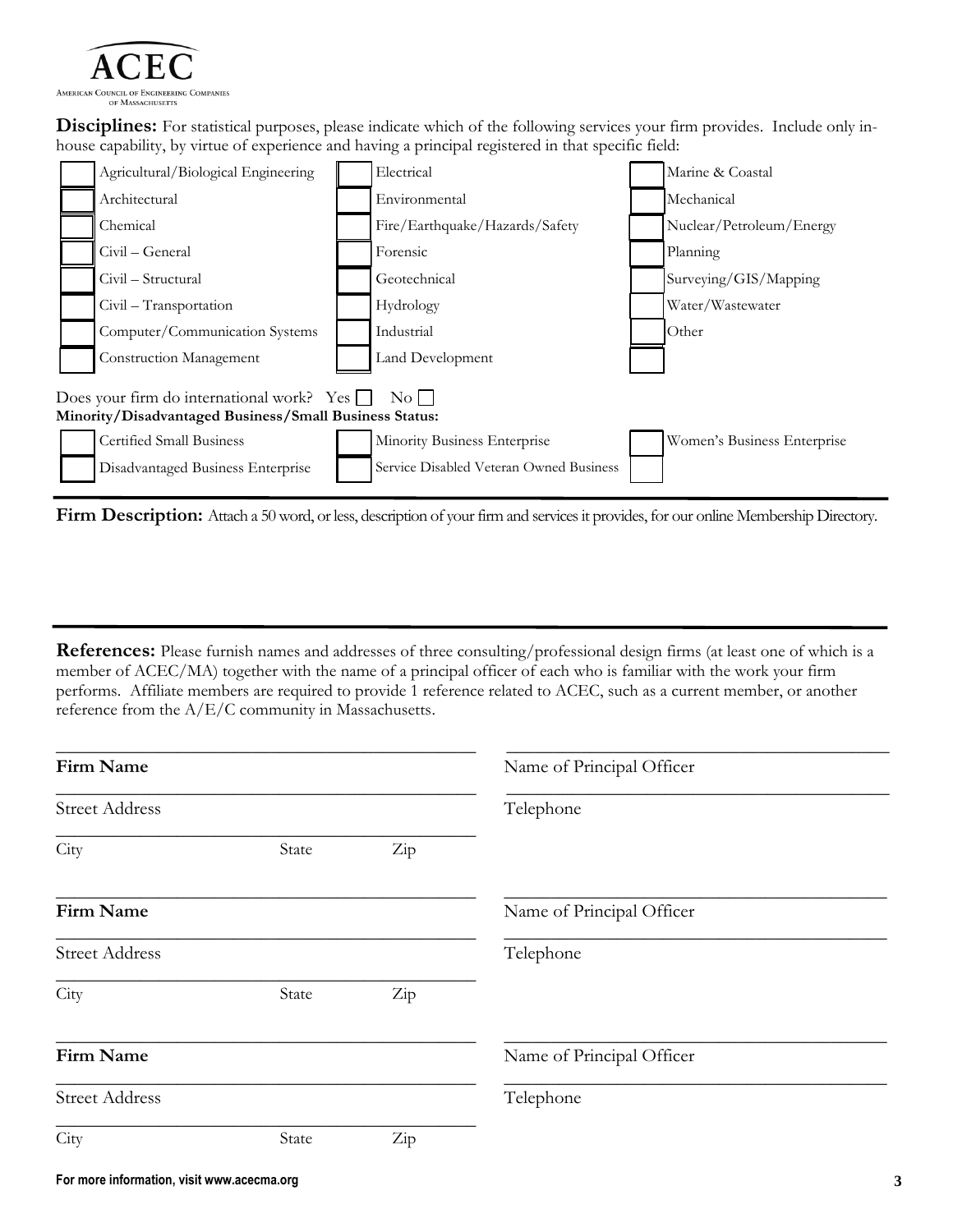ACEC
AMERICAN COUNCIL OF ENGINEERING COMPANIES OF MASSACHUSETTS

**Disciplines:** For statistical purposes, please indicate which of the following services your firm provides. Include only in-house capability, by virtue of experience and having a principal registered in that specific field:

| | | | | | |
|---|---|---|---|---|---|
| ☐ | Agricultural/Biological Engineering | ☐ | Electrical | ☐ | Marine & Coastal |
| ☐ | Architectural | ☐ | Environmental | ☐ | Mechanical |
| ☐ | Chemical | ☐ | Fire/Earthquake/Hazards/Safety | ☐ | Nuclear/Petroleum/Energy |
| ☐ | Civil – General | ☐ | Forensic | ☐ | Planning |
| ☐ | Civil – Structural | ☐ | Geotechnical | ☐ | Surveying/GIS/Mapping |
| ☐ | Civil – Transportation | ☐ | Hydrology | ☐ | Water/Wastewater |
| ☐ | Computer/Communication Systems | ☐ | Industrial | ☐ | Other |
| ☐ | Construction Management | ☐ | Land Development | ☐ | |

Does your firm do international work? Yes ☐ No ☐

**Minority/Disadvantaged Business/Small Business Status:**

| | | | | | |
|---|---|---|---|---|---|
| ☐ | Certified Small Business | ☐ | Minority Business Enterprise | ☐ | Women's Business Enterprise |
| ☐ | Disadvantaged Business Enterprise | ☐ | Service Disabled Veteran Owned Business | ☐ | |

---

**Firm Description:** Attach a 50 word, or less, description of your firm and services it provides, for our online Membership Directory.

---

**References:** Please furnish names and addresses of three consulting/professional design firms (at least one of which is a member of ACEC/MA) together with the name of a principal officer of each who is familiar with the work your firm performs. Affiliate members are required to provide 1 reference related to ACEC, such as a current member, or another reference from the A/E/C community in Massachusetts.

______________________________________ ______________________________________
**Firm Name** Name of Principal Officer

______________________________________ ______________________________________
Street Address Telephone

______________________________________
City State Zip

______________________________________ ______________________________________
**Firm Name** Name of Principal Officer

______________________________________ ______________________________________
Street Address Telephone

______________________________________
City State Zip

______________________________________ ______________________________________
**Firm Name** Name of Principal Officer

______________________________________ ______________________________________
Street Address Telephone

______________________________________
City State Zip

For more information, visit www.acecma.org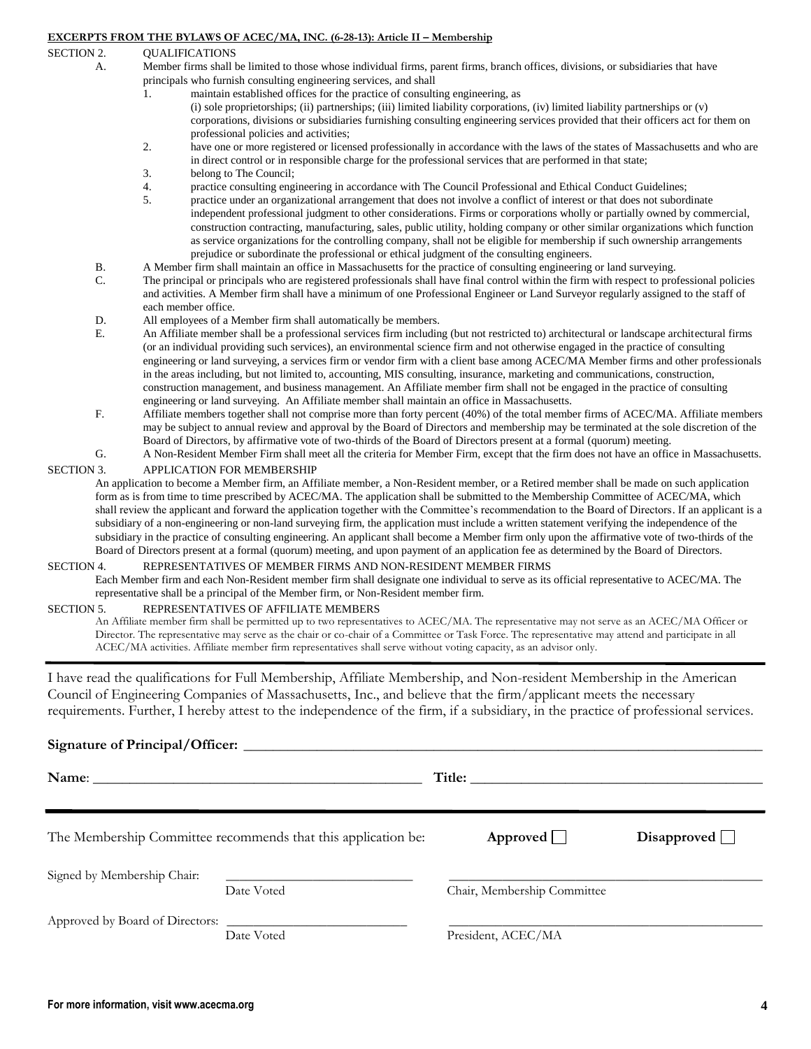**EXCERPTS FROM THE BYLAWS OF ACEC/MA, INC. (6-28-13): Article II – Membership**

SECTION 2. QUALIFICATIONS

A. Member firms shall be limited to those whose individual firms, parent firms, branch offices, divisions, or subsidiaries that have principals who furnish consulting engineering services, and shall

1. maintain established offices for the practice of consulting engineering, as (i) sole proprietorships; (ii) partnerships; (iii) limited liability corporations, (iv) limited liability partnerships or (v) corporations, divisions or subsidiaries furnishing consulting engineering services provided that their officers act for them on professional policies and activities;
2. have one or more registered or licensed professionally in accordance with the laws of the states of Massachusetts and who are in direct control or in responsible charge for the professional services that are performed in that state;
3. belong to The Council;
4. practice consulting engineering in accordance with The Council Professional and Ethical Conduct Guidelines;
5. practice under an organizational arrangement that does not involve a conflict of interest or that does not subordinate independent professional judgment to other considerations. Firms or corporations wholly or partially owned by commercial, construction contracting, manufacturing, sales, public utility, holding company or other similar organizations which function as service organizations for the controlling company, shall not be eligible for membership if such ownership arrangements prejudice or subordinate the professional or ethical judgment of the consulting engineers.

B. A Member firm shall maintain an office in Massachusetts for the practice of consulting engineering or land surveying.

C. The principal or principals who are registered professionals shall have final control within the firm with respect to professional policies and activities. A Member firm shall have a minimum of one Professional Engineer or Land Surveyor regularly assigned to the staff of each member office.

D. All employees of a Member firm shall automatically be members.

E. An Affiliate member shall be a professional services firm including (but not restricted to) architectural or landscape architectural firms (or an individual providing such services), an environmental science firm and not otherwise engaged in the practice of consulting engineering or land surveying, a services firm or vendor firm with a client base among ACEC/MA Member firms and other professionals in the areas including, but not limited to, accounting, MIS consulting, insurance, marketing and communications, construction, construction management, and business management. An Affiliate member firm shall not be engaged in the practice of consulting engineering or land surveying. An Affiliate member shall maintain an office in Massachusetts.

F. Affiliate members together shall not comprise more than forty percent (40%) of the total member firms of ACEC/MA. Affiliate members may be subject to annual review and approval by the Board of Directors and membership may be terminated at the sole discretion of the Board of Directors, by affirmative vote of two-thirds of the Board of Directors present at a formal (quorum) meeting.

G. A Non-Resident Member Firm shall meet all the criteria for Member Firm, except that the firm does not have an office in Massachusetts.

SECTION 3. APPLICATION FOR MEMBERSHIP

An application to become a Member firm, an Affiliate member, a Non-Resident member, or a Retired member shall be made on such application form as is from time to time prescribed by ACEC/MA. The application shall be submitted to the Membership Committee of ACEC/MA, which shall review the applicant and forward the application together with the Committee's recommendation to the Board of Directors. If an applicant is a subsidiary of a non-engineering or non-land surveying firm, the application must include a written statement verifying the independence of the subsidiary in the practice of consulting engineering. An applicant shall become a Member firm only upon the affirmative vote of two-thirds of the Board of Directors present at a formal (quorum) meeting, and upon payment of an application fee as determined by the Board of Directors.

SECTION 4. REPRESENTATIVES OF MEMBER FIRMS AND NON-RESIDENT MEMBER FIRMS

Each Member firm and each Non-Resident member firm shall designate one individual to serve as its official representative to ACEC/MA. The representative shall be a principal of the Member firm, or Non-Resident member firm.

SECTION 5. REPRESENTATIVES OF AFFILIATE MEMBERS

An Affiliate member firm shall be permitted up to two representatives to ACEC/MA. The representative may not serve as an ACEC/MA Officer or Director. The representative may serve as the chair or co-chair of a Committee or Task Force. The representative may attend and participate in all ACEC/MA activities. Affiliate member firm representatives shall serve without voting capacity, as an advisor only.

---

I have read the qualifications for Full Membership, Affiliate Membership, and Non-resident Membership in the American Council of Engineering Companies of Massachusetts, Inc., and believe that the firm/applicant meets the necessary requirements. Further, I hereby attest to the independence of the firm, if a subsidiary, in the practice of professional services.

**Signature of Principal/Officer:** ______________________________

**Name**: ______________________________ **Title:** ______________________________

---

The Membership Committee recommends that this application be: **Approved** ☐ **Disapproved** ☐

Signed by Membership Chair: ______________________________ ______________________________
Date Voted Chair, Membership Committee

Approved by Board of Directors: ______________________________ ______________________________
Date Voted President, ACEC/MA

For more information, visit www.acecma.org